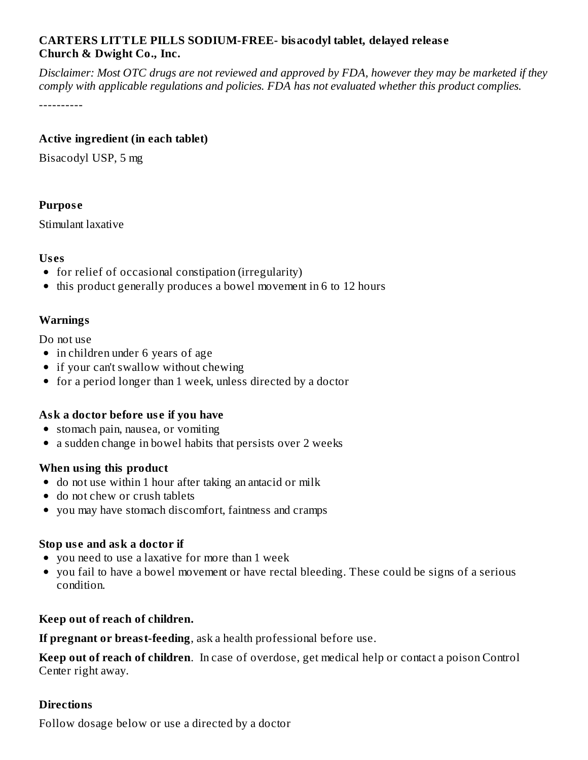**CARTERS LITTLE PILLS SODIUM-FREE- bisacodyl tablet, delayed release**
**Church & Dwight Co., Inc.**

*Disclaimer: Most OTC drugs are not reviewed and approved by FDA, however they may be marketed if they comply with applicable regulations and policies. FDA has not evaluated whether this product complies.*

----------

### Active ingredient (in each tablet)

Bisacodyl USP, 5 mg

### Purpose

Stimulant laxative

### Uses

- for relief of occasional constipation (irregularity)
- this product generally produces a bowel movement in 6 to 12 hours

### Warnings

Do not use

- in children under 6 years of age
- if your can't swallow without chewing
- for a period longer than 1 week, unless directed by a doctor

### Ask a doctor before use if you have

- stomach pain, nausea, or vomiting
- a sudden change in bowel habits that persists over 2 weeks

### When using this product

- do not use within 1 hour after taking an antacid or milk
- do not chew or crush tablets
- you may have stomach discomfort, faintness and cramps

### Stop use and ask a doctor if

- you need to use a laxative for more than 1 week
- you fail to have a bowel movement or have rectal bleeding. These could be signs of a serious condition.

**Keep out of reach of children.**

**If pregnant or breast-feeding**, ask a health professional before use.

**Keep out of reach of children**. In case of overdose, get medical help or contact a poison Control Center right away.

### Directions

Follow dosage below or use a directed by a doctor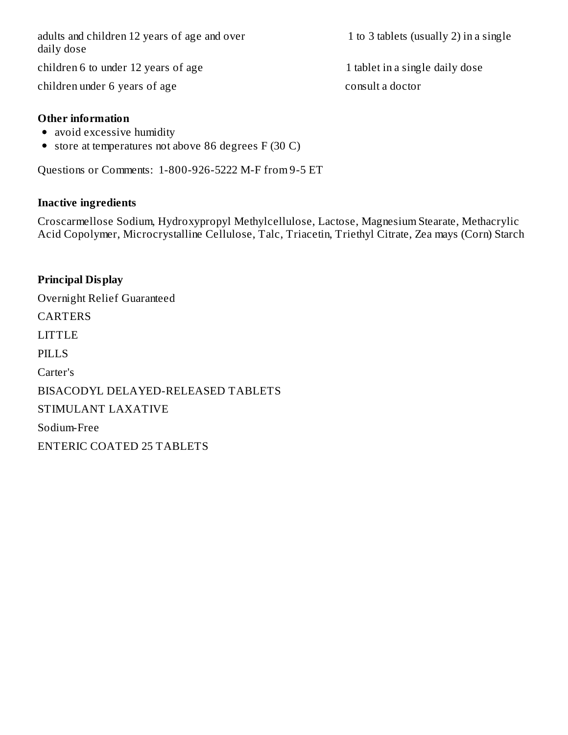| | |
|---|---|
| adults and children 12 years of age and over | 1 to 3 tablets (usually 2) in a single daily dose |
| children 6 to under 12 years of age | 1 tablet in a single daily dose |
| children under 6 years of age | consult a doctor |

**Other information**

- avoid excessive humidity
- store at temperatures not above 86 degrees F (30 C)

Questions or Comments: 1-800-926-5222 M-F from 9-5 ET

**Inactive ingredients**

Croscarmellose Sodium, Hydroxypropyl Methylcellulose, Lactose, Magnesium Stearate, Methacrylic Acid Copolymer, Microcrystalline Cellulose, Talc, Triacetin, Triethyl Citrate, Zea mays (Corn) Starch

**Principal Display**

Overnight Relief Guaranteed

CARTERS

LITTLE

PILLS

Carter's

BISACODYL DELAYED-RELEASED TABLETS

STIMULANT LAXATIVE

Sodium-Free

ENTERIC COATED 25 TABLETS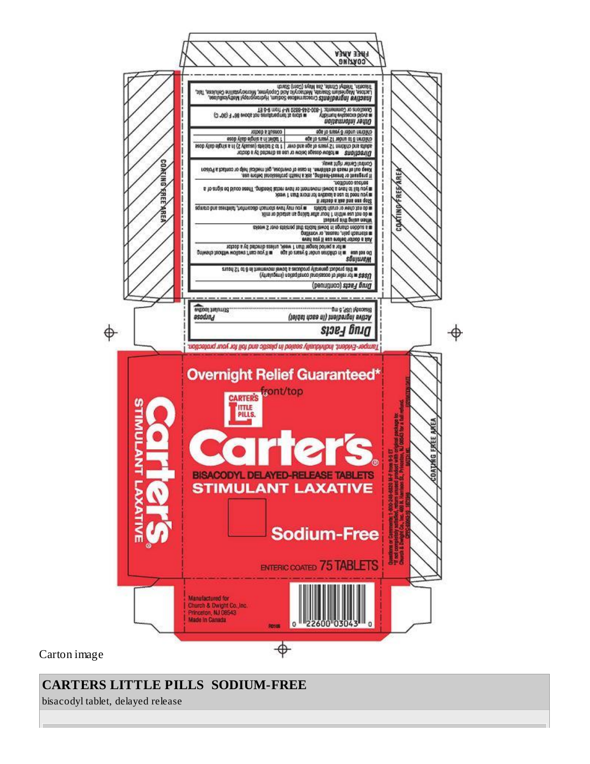Carton image

## CARTERS LITTLE PILLS SODIUM-FREE

bisacodyl tablet, delayed release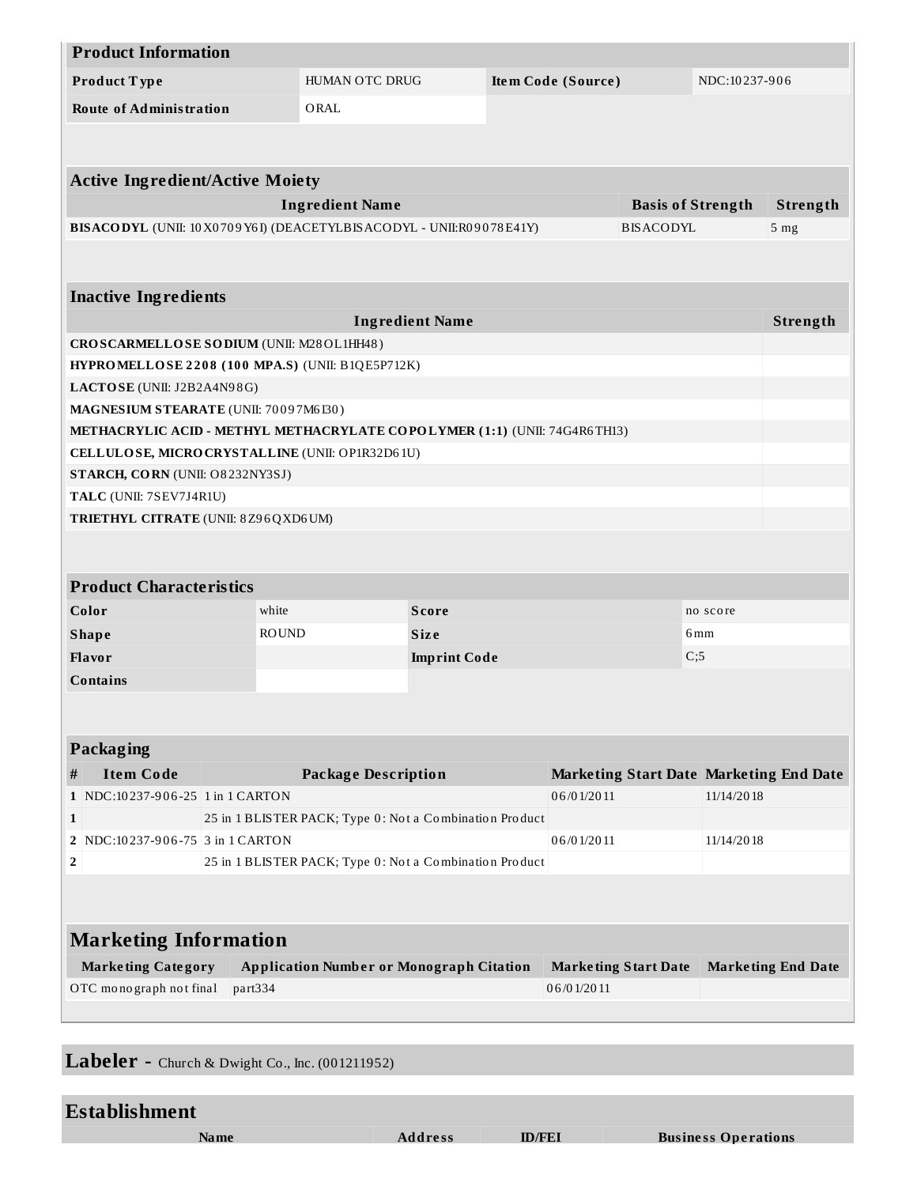## Product Information

| | | | |
|---|---|---|---|
| **Product Type** | HUMAN OTC DRUG | **Item Code (Source)** | NDC:10237-906 |
| **Route of Administration** | ORAL | | |

## Active Ingredient/Active Moiety

| Ingredient Name | Basis of Strength | Strength |
|---|---|---|
| **BISACODYL** (UNII: 10X0709Y6I) (DEACETYLBISACODYL - UNII:R09078E41Y) | BISACODYL | 5 mg |

## Inactive Ingredients

| Ingredient Name | Strength |
|---|---|
| **CROSCARMELLOSE SODIUM** (UNII: M28OL1HH48) | |
| **HYPROMELLOSE 2208 (100 MPA.S)** (UNII: B1QE5P712K) | |
| **LACTOSE** (UNII: J2B2A4N98G) | |
| **MAGNESIUM STEARATE** (UNII: 70097M6I30) | |
| **METHACRYLIC ACID - METHYL METHACRYLATE COPOLYMER (1:1)** (UNII: 74G4R6TH13) | |
| **CELLULOSE, MICROCRYSTALLINE** (UNII: OP1R32D61U) | |
| **STARCH, CORN** (UNII: O8232NY3SJ) | |
| **TALC** (UNII: 7SEV7J4R1U) | |
| **TRIETHYL CITRATE** (UNII: 8Z96QXD6UM) | |

## Product Characteristics

| | | | |
|---|---|---|---|
| **Color** | white | **Score** | no score |
| **Shape** | ROUND | **Size** | 6mm |
| **Flavor** | | **Imprint Code** | C;5 |
| **Contains** | | | |

## Packaging

| # | Item Code | Package Description | Marketing Start Date | Marketing End Date |
|---|---|---|---|---|
| 1 | NDC:10237-906-25 | 1 in 1 CARTON | 06/01/2011 | 11/14/2018 |
| 1 | | 25 in 1 BLISTER PACK; Type 0: Not a Combination Product | | |
| 2 | NDC:10237-906-75 | 3 in 1 CARTON | 06/01/2011 | 11/14/2018 |
| 2 | | 25 in 1 BLISTER PACK; Type 0: Not a Combination Product | | |

## Marketing Information

| Marketing Category | Application Number or Monograph Citation | Marketing Start Date | Marketing End Date |
|---|---|---|---|
| OTC monograph not final | part334 | 06/01/2011 | |

## Labeler - Church & Dwight Co., Inc. (001211952)

## Establishment

| Name | Address | ID/FEI | Business Operations |
|---|---|---|---|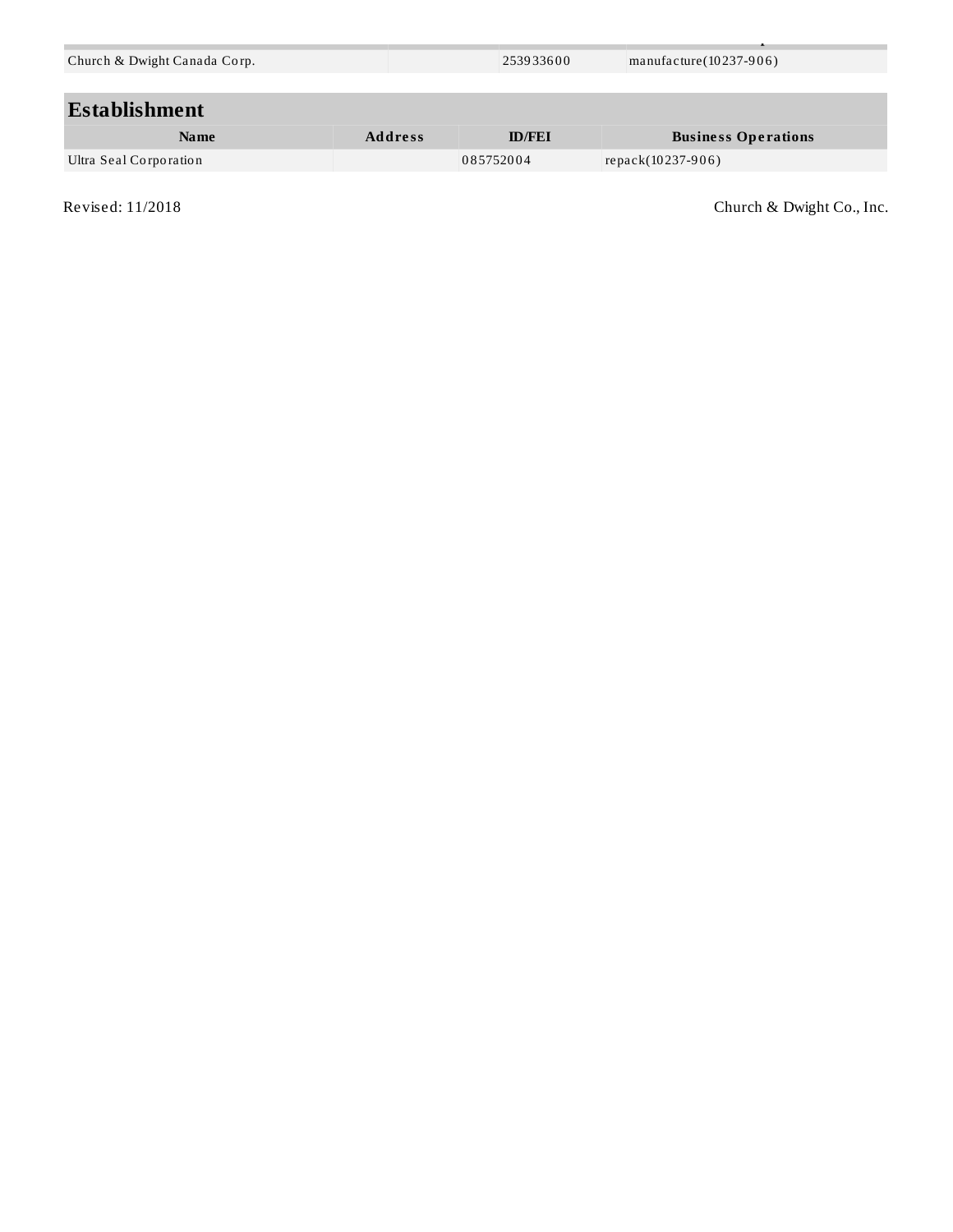| | | | |
|---|---|---|---|
| Church & Dwight Canada Corp. | | 253933600 | manufacture(10237-906) |

| Establishment | | | |
|---|---|---|---|
| **Name** | **Address** | **ID/FEI** | **Business Operations** |
| Ultra Seal Corporation | | 085752004 | repack(10237-906) |

Revised: 11/2018

Church & Dwight Co., Inc.